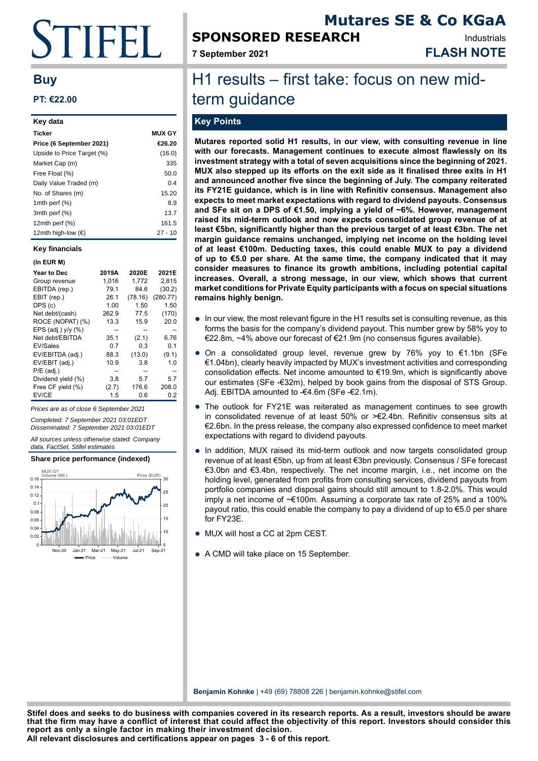# Mutares SE & Co KGaA

**SPONSORED RESEARCH**

Industrials

**7 September 2021**

**FLASH NOTE**

## Buy

**PT: €22.00**

| Key data | |
|---|---|
| **Ticker** | **MUX GY** |
| **Price (6 September 2021)** | **€26.20** |
| Upside to Price Target (%) | (16.0) |
| Market Cap (m) | 335 |
| Free Float (%) | 50.0 |
| Daily Value Traded (m) | 0.4 |
| No. of Shares (m) | 15.20 |
| 1mth perf (%) | 8.9 |
| 3mth perf (%) | 13.7 |
| 12mth perf (%) | 161.5 |
| 12mth high-low (€) | 27 - 10 |

**Key financials**

**(In EUR M)**

| Year to Dec | 2019A | 2020E | 2021E |
|---|---|---|---|
| Group revenue | 1,016 | 1,772 | 2,815 |
| EBITDA (rep.) | 79.1 | 84.6 | (30.2) |
| EBIT (rep.) | 26.1 | (78.16) | (280.77) |
| DPS (c) | 1.00 | 1.50 | 1.50 |
| Net debt/(cash) | 262.9 | 77.5 | (170) |
| ROCE (NOPAT) (%) | 13.3 | 15.9 | 20.0 |
| EPS (adj.) y/y (%) | -- | -- | -- |
| Net debt/EBITDA | 35.1 | (2.1) | 6.76 |
| EV/Sales | 0.7 | 0.3 | 0.1 |
| EV/EBITDA (adj.) | 88.3 | (13.0) | (9.1) |
| EV/EBIT (adj.) | 10.9 | 3.8 | 1.0 |
| P/E (adj.) | -- | -- | -- |
| Dividend yield (%) | 3.8 | 5.7 | 5.7 |
| Free CF yield (%) | (2.7) | 176.6 | 208.0 |
| EV/CE | 1.5 | 0.6 | 0.2 |

*Prices are as of close 6 September 2021*

*Completed: 7 September 2021 03:01EDT*
*Disseminated: 7 September 2021 03:01EDT*

*All sources unless otherwise stated: Company data, FactSet, Stifel estimates*

**Share price performance (indexed)**

# H1 results – first take: focus on new mid-term guidance

## Key Points

**Mutares reported solid H1 results, in our view, with consulting revenue in line with our forecasts. Management continues to execute almost flawlessly on its investment strategy with a total of seven acquisitions since the beginning of 2021. MUX also stepped up its efforts on the exit side as it finalised three exits in H1 and announced another five since the beginning of July. The company reiterated its FY21E guidance, which is in line with Refinitiv consensus. Management also expects to meet market expectations with regard to dividend payouts. Consensus and SFe sit on a DPS of €1.50, implying a yield of ~6%. However, management raised its mid-term outlook and now expects consolidated group revenue of at least €5bn, significantly higher than the previous target of at least €3bn. The net margin guidance remains unchanged, implying net income on the holding level of at least €100m. Deducting taxes, this could enable MUX to pay a dividend of up to €5.0 per share. At the same time, the company indicated that it may consider measures to finance its growth ambitions, including potential capital increases. Overall, a strong message, in our view, which shows that current market conditions for Private Equity participants with a focus on special situations remains highly benign.**

- In our view, the most relevant figure in the H1 results set is consulting revenue, as this forms the basis for the company's dividend payout. This number grew by 58% yoy to €22.8m, ~4% above our forecast of €21.9m (no consensus figures available).
- On a consolidated group level, revenue grew by 76% yoy to €1.1bn (SFe €1.04bn), clearly heavily impacted by MUX's investment activities and corresponding consolidation effects. Net income amounted to €19.9m, which is significantly above our estimates (SFe -€32m), helped by book gains from the disposal of STS Group. Adj. EBITDA amounted to -€4.6m (SFe -€2.1m).
- The outlook for FY21E was reiterated as management continues to see growth in consolidated revenue of at least 50% or >€2.4bn. Refinitiv consensus sits at €2.6bn. In the press release, the company also expressed confidence to meet market expectations with regard to dividend payouts.
- In addition, MUX raised its mid-term outlook and now targets consolidated group revenue of at least €5bn, up from at least €3bn previously. Consensus / SFe forecast €3.0bn and €3.4bn, respectively. The net income margin, i.e., net income on the holding level, generated from profits from consulting services, dividend payouts from portfolio companies and disposal gains should still amount to 1.8-2.0%. This would imply a net income of ~€100m. Assuming a corporate tax rate of 25% and a 100% payout ratio, this could enable the company to pay a dividend of up to €5.0 per share for FY23E.
- MUX will host a CC at 2pm CEST.
- A CMD will take place on 15 September.

**Benjamin Kohnke** | +49 (69) 78808 226 | benjamin.kohnke@stifel.com

**Stifel does and seeks to do business with companies covered in its research reports. As a result, investors should be aware that the firm may have a conflict of interest that could affect the objectivity of this report. Investors should consider this report as only a single factor in making their investment decision.**
**All relevant disclosures and certifications appear on pages 3 - 6 of this report.**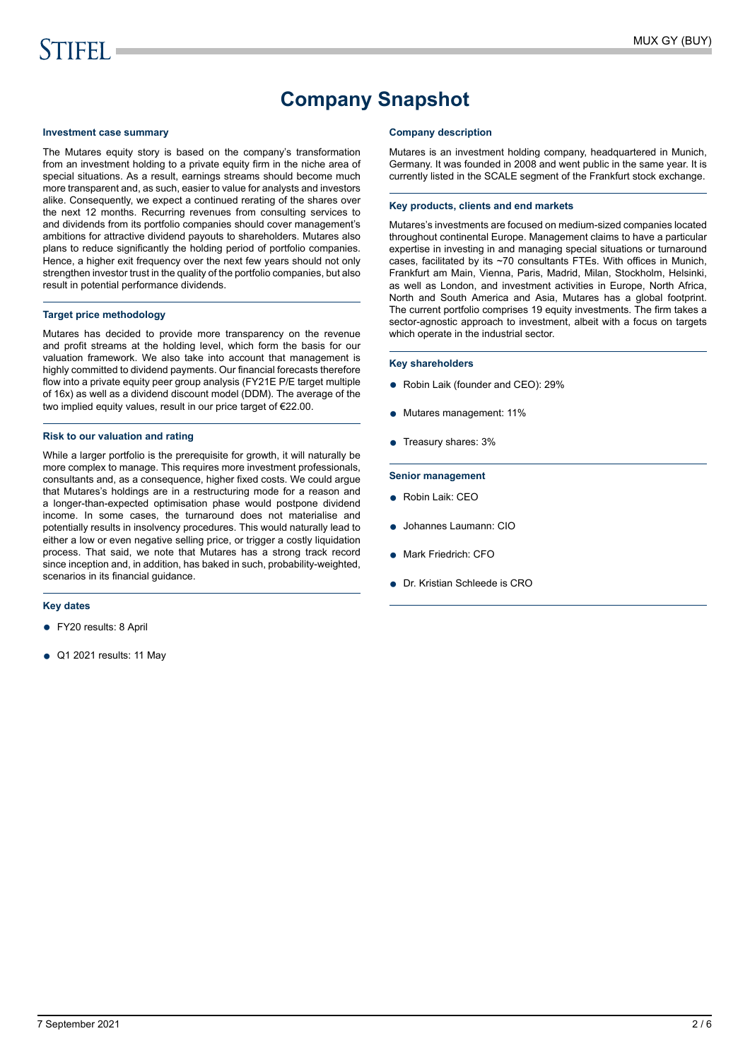# Company Snapshot

### Investment case summary

The Mutares equity story is based on the company's transformation from an investment holding to a private equity firm in the niche area of special situations. As a result, earnings streams should become much more transparent and, as such, easier to value for analysts and investors alike. Consequently, we expect a continued rerating of the shares over the next 12 months. Recurring revenues from consulting services to and dividends from its portfolio companies should cover management's ambitions for attractive dividend payouts to shareholders. Mutares also plans to reduce significantly the holding period of portfolio companies. Hence, a higher exit frequency over the next few years should not only strengthen investor trust in the quality of the portfolio companies, but also result in potential performance dividends.

### Target price methodology

Mutares has decided to provide more transparency on the revenue and profit streams at the holding level, which form the basis for our valuation framework. We also take into account that management is highly committed to dividend payments. Our financial forecasts therefore flow into a private equity peer group analysis (FY21E P/E target multiple of 16x) as well as a dividend discount model (DDM). The average of the two implied equity values, result in our price target of €22.00.

### Risk to our valuation and rating

While a larger portfolio is the prerequisite for growth, it will naturally be more complex to manage. This requires more investment professionals, consultants and, as a consequence, higher fixed costs. We could argue that Mutares's holdings are in a restructuring mode for a reason and a longer-than-expected optimisation phase would postpone dividend income. In some cases, the turnaround does not materialise and potentially results in insolvency procedures. This would naturally lead to either a low or even negative selling price, or trigger a costly liquidation process. That said, we note that Mutares has a strong track record since inception and, in addition, has baked in such, probability-weighted, scenarios in its financial guidance.

### Key dates

- FY20 results: 8 April
- Q1 2021 results: 11 May

### Company description

Mutares is an investment holding company, headquartered in Munich, Germany. It was founded in 2008 and went public in the same year. It is currently listed in the SCALE segment of the Frankfurt stock exchange.

### Key products, clients and end markets

Mutares's investments are focused on medium-sized companies located throughout continental Europe. Management claims to have a particular expertise in investing in and managing special situations or turnaround cases, facilitated by its ~70 consultants FTEs. With offices in Munich, Frankfurt am Main, Vienna, Paris, Madrid, Milan, Stockholm, Helsinki, as well as London, and investment activities in Europe, North Africa, North and South America and Asia, Mutares has a global footprint. The current portfolio comprises 19 equity investments. The firm takes a sector-agnostic approach to investment, albeit with a focus on targets which operate in the industrial sector.

### Key shareholders

- Robin Laik (founder and CEO): 29%
- Mutares management: 11%
- Treasury shares: 3%

### Senior management

- Robin Laik: CEO
- Johannes Laumann: CIO
- Mark Friedrich: CFO
- Dr. Kristian Schleede is CRO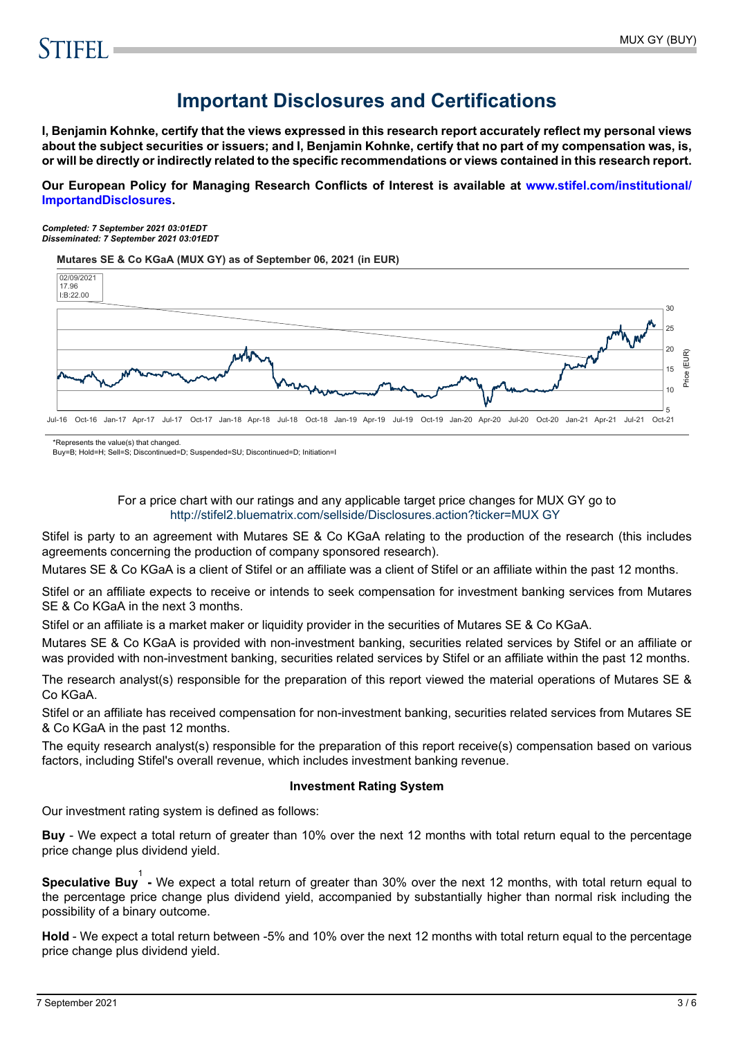# Important Disclosures and Certifications

**I, Benjamin Kohnke, certify that the views expressed in this research report accurately reflect my personal views about the subject securities or issuers; and I, Benjamin Kohnke, certify that no part of my compensation was, is, or will be directly or indirectly related to the specific recommendations or views contained in this research report.**

**Our European Policy for Managing Research Conflicts of Interest is available at www.stifel.com/institutional/ImportandDisclosures.**

***Completed: 7 September 2021 03:01EDT***
***Disseminated: 7 September 2021 03:01EDT***

**Mutares SE & Co KGaA (MUX GY) as of September 06, 2021 (in EUR)**

02/09/2021
17.96
I:B:22.00

*Represents the value(s) that changed.
Buy=B; Hold=H; Sell=S; Discontinued=D; Suspended=SU; Discontinued=D; Initiation=I

For a price chart with our ratings and any applicable target price changes for MUX GY go to http://stifel2.bluematrix.com/sellside/Disclosures.action?ticker=MUX GY

Stifel is party to an agreement with Mutares SE & Co KGaA relating to the production of the research (this includes agreements concerning the production of company sponsored research).

Mutares SE & Co KGaA is a client of Stifel or an affiliate was a client of Stifel or an affiliate within the past 12 months.

Stifel or an affiliate expects to receive or intends to seek compensation for investment banking services from Mutares SE & Co KGaA in the next 3 months.

Stifel or an affiliate is a market maker or liquidity provider in the securities of Mutares SE & Co KGaA.

Mutares SE & Co KGaA is provided with non-investment banking, securities related services by Stifel or an affiliate or was provided with non-investment banking, securities related services by Stifel or an affiliate within the past 12 months.

The research analyst(s) responsible for the preparation of this report viewed the material operations of Mutares SE & Co KGaA.

Stifel or an affiliate has received compensation for non-investment banking, securities related services from Mutares SE & Co KGaA in the past 12 months.

The equity research analyst(s) responsible for the preparation of this report receive(s) compensation based on various factors, including Stifel's overall revenue, which includes investment banking revenue.

**Investment Rating System**

Our investment rating system is defined as follows:

**Buy** - We expect a total return of greater than 10% over the next 12 months with total return equal to the percentage price change plus dividend yield.

**Speculative Buy**[1] **-** We expect a total return of greater than 30% over the next 12 months, with total return equal to the percentage price change plus dividend yield, accompanied by substantially higher than normal risk including the possibility of a binary outcome.

**Hold** - We expect a total return between -5% and 10% over the next 12 months with total return equal to the percentage price change plus dividend yield.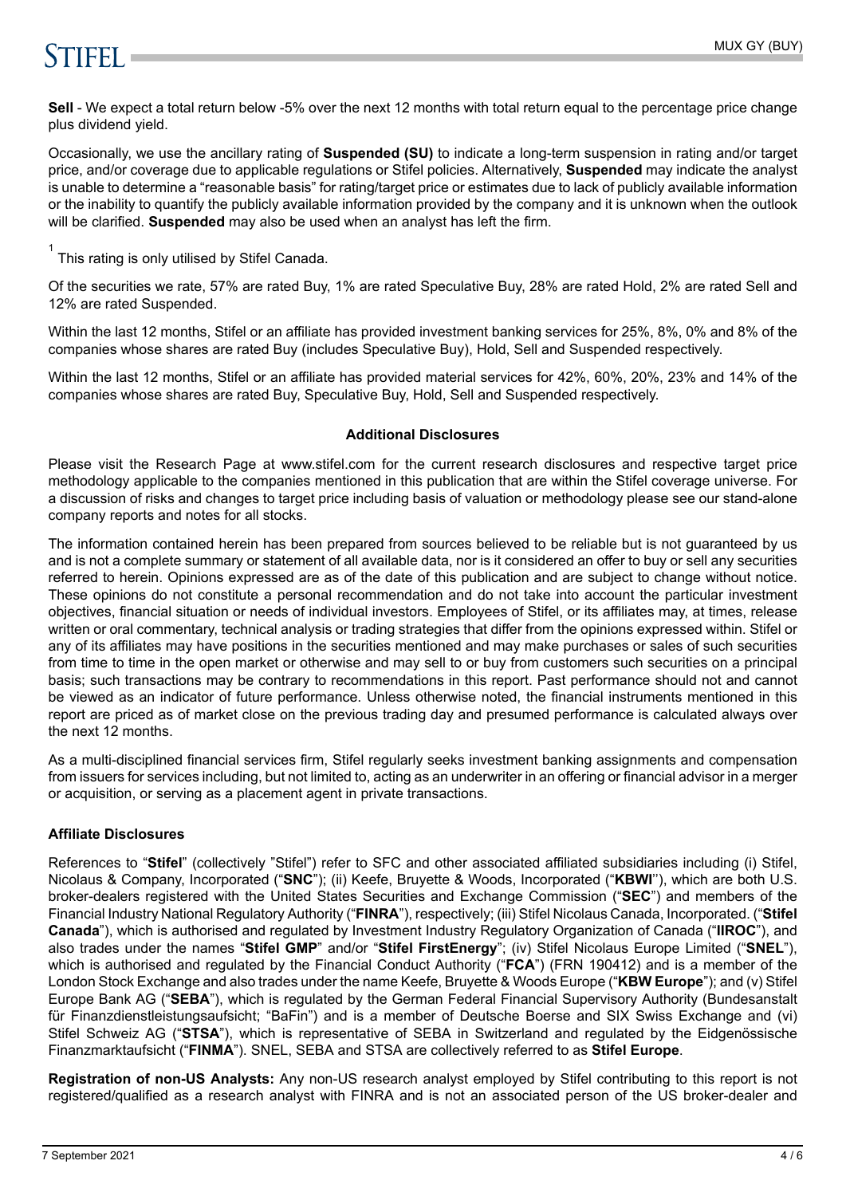**Sell** - We expect a total return below -5% over the next 12 months with total return equal to the percentage price change plus dividend yield.

Occasionally, we use the ancillary rating of **Suspended (SU)** to indicate a long-term suspension in rating and/or target price, and/or coverage due to applicable regulations or Stifel policies. Alternatively, **Suspended** may indicate the analyst is unable to determine a "reasonable basis" for rating/target price or estimates due to lack of publicly available information or the inability to quantify the publicly available information provided by the company and it is unknown when the outlook will be clarified. **Suspended** may also be used when an analyst has left the firm.

[1] This rating is only utilised by Stifel Canada.

Of the securities we rate, 57% are rated Buy, 1% are rated Speculative Buy, 28% are rated Hold, 2% are rated Sell and 12% are rated Suspended.

Within the last 12 months, Stifel or an affiliate has provided investment banking services for 25%, 8%, 0% and 8% of the companies whose shares are rated Buy (includes Speculative Buy), Hold, Sell and Suspended respectively.

Within the last 12 months, Stifel or an affiliate has provided material services for 42%, 60%, 20%, 23% and 14% of the companies whose shares are rated Buy, Speculative Buy, Hold, Sell and Suspended respectively.

**Additional Disclosures**

Please visit the Research Page at www.stifel.com for the current research disclosures and respective target price methodology applicable to the companies mentioned in this publication that are within the Stifel coverage universe. For a discussion of risks and changes to target price including basis of valuation or methodology please see our stand-alone company reports and notes for all stocks.

The information contained herein has been prepared from sources believed to be reliable but is not guaranteed by us and is not a complete summary or statement of all available data, nor is it considered an offer to buy or sell any securities referred to herein. Opinions expressed are as of the date of this publication and are subject to change without notice. These opinions do not constitute a personal recommendation and do not take into account the particular investment objectives, financial situation or needs of individual investors. Employees of Stifel, or its affiliates may, at times, release written or oral commentary, technical analysis or trading strategies that differ from the opinions expressed within. Stifel or any of its affiliates may have positions in the securities mentioned and may make purchases or sales of such securities from time to time in the open market or otherwise and may sell to or buy from customers such securities on a principal basis; such transactions may be contrary to recommendations in this report. Past performance should not and cannot be viewed as an indicator of future performance. Unless otherwise noted, the financial instruments mentioned in this report are priced as of market close on the previous trading day and presumed performance is calculated always over the next 12 months.

As a multi-disciplined financial services firm, Stifel regularly seeks investment banking assignments and compensation from issuers for services including, but not limited to, acting as an underwriter in an offering or financial advisor in a merger or acquisition, or serving as a placement agent in private transactions.

**Affiliate Disclosures**

References to "**Stifel**" (collectively "Stifel") refer to SFC and other associated affiliated subsidiaries including (i) Stifel, Nicolaus & Company, Incorporated ("**SNC**"); (ii) Keefe, Bruyette & Woods, Incorporated ("**KBWI**"), which are both U.S. broker-dealers registered with the United States Securities and Exchange Commission ("**SEC**") and members of the Financial Industry National Regulatory Authority ("**FINRA**"), respectively; (iii) Stifel Nicolaus Canada, Incorporated. ("**Stifel Canada**"), which is authorised and regulated by Investment Industry Regulatory Organization of Canada ("**IIROC**"), and also trades under the names "**Stifel GMP**" and/or "**Stifel FirstEnergy**"; (iv) Stifel Nicolaus Europe Limited ("**SNEL**"), which is authorised and regulated by the Financial Conduct Authority ("**FCA**") (FRN 190412) and is a member of the London Stock Exchange and also trades under the name Keefe, Bruyette & Woods Europe ("**KBW Europe**"); and (v) Stifel Europe Bank AG ("**SEBA**"), which is regulated by the German Federal Financial Supervisory Authority (Bundesanstalt für Finanzdienstleistungsaufsicht; "BaFin") and is a member of Deutsche Boerse and SIX Swiss Exchange and (vi) Stifel Schweiz AG ("**STSA**"), which is representative of SEBA in Switzerland and regulated by the Eidgenössische Finanzmarktaufsicht ("**FINMA**"). SNEL, SEBA and STSA are collectively referred to as **Stifel Europe**.

**Registration of non-US Analysts:** Any non-US research analyst employed by Stifel contributing to this report is not registered/qualified as a research analyst with FINRA and is not an associated person of the US broker-dealer and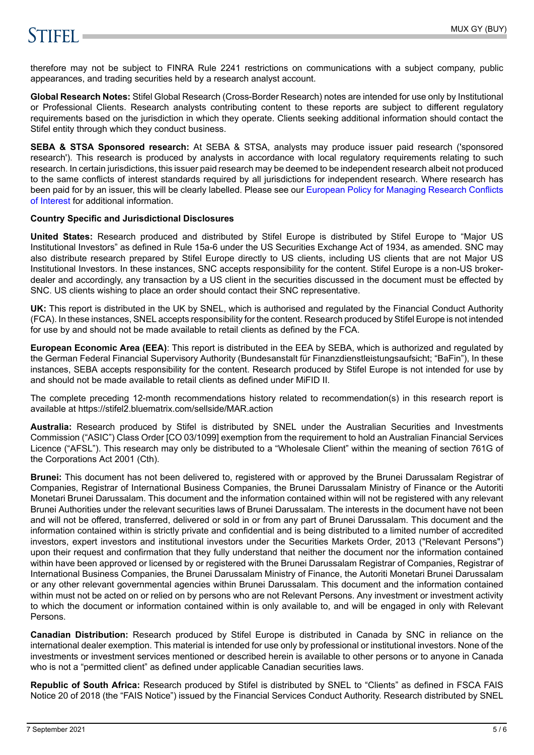therefore may not be subject to FINRA Rule 2241 restrictions on communications with a subject company, public appearances, and trading securities held by a research analyst account.

**Global Research Notes:** Stifel Global Research (Cross-Border Research) notes are intended for use only by Institutional or Professional Clients. Research analysts contributing content to these reports are subject to different regulatory requirements based on the jurisdiction in which they operate. Clients seeking additional information should contact the Stifel entity through which they conduct business.

**SEBA & STSA Sponsored research:** At SEBA & STSA, analysts may produce issuer paid research ('sponsored research'). This research is produced by analysts in accordance with local regulatory requirements relating to such research. In certain jurisdictions, this issuer paid research may be deemed to be independent research albeit not produced to the same conflicts of interest standards required by all jurisdictions for independent research. Where research has been paid for by an issuer, this will be clearly labelled. Please see our European Policy for Managing Research Conflicts of Interest for additional information.

**Country Specific and Jurisdictional Disclosures**

**United States:** Research produced and distributed by Stifel Europe is distributed by Stifel Europe to "Major US Institutional Investors" as defined in Rule 15a-6 under the US Securities Exchange Act of 1934, as amended. SNC may also distribute research prepared by Stifel Europe directly to US clients, including US clients that are not Major US Institutional Investors. In these instances, SNC accepts responsibility for the content. Stifel Europe is a non-US broker-dealer and accordingly, any transaction by a US client in the securities discussed in the document must be effected by SNC. US clients wishing to place an order should contact their SNC representative.

**UK:** This report is distributed in the UK by SNEL, which is authorised and regulated by the Financial Conduct Authority (FCA). In these instances, SNEL accepts responsibility for the content. Research produced by Stifel Europe is not intended for use by and should not be made available to retail clients as defined by the FCA.

**European Economic Area (EEA)**: This report is distributed in the EEA by SEBA, which is authorized and regulated by the German Federal Financial Supervisory Authority (Bundesanstalt für Finanzdienstleistungsaufsicht; "BaFin"), In these instances, SEBA accepts responsibility for the content. Research produced by Stifel Europe is not intended for use by and should not be made available to retail clients as defined under MiFID II.

The complete preceding 12-month recommendations history related to recommendation(s) in this research report is available at https://stifel2.bluematrix.com/sellside/MAR.action

**Australia:** Research produced by Stifel is distributed by SNEL under the Australian Securities and Investments Commission ("ASIC") Class Order [CO 03/1099] exemption from the requirement to hold an Australian Financial Services Licence ("AFSL"). This research may only be distributed to a "Wholesale Client" within the meaning of section 761G of the Corporations Act 2001 (Cth).

**Brunei:** This document has not been delivered to, registered with or approved by the Brunei Darussalam Registrar of Companies, Registrar of International Business Companies, the Brunei Darussalam Ministry of Finance or the Autoriti Monetari Brunei Darussalam. This document and the information contained within will not be registered with any relevant Brunei Authorities under the relevant securities laws of Brunei Darussalam. The interests in the document have not been and will not be offered, transferred, delivered or sold in or from any part of Brunei Darussalam. This document and the information contained within is strictly private and confidential and is being distributed to a limited number of accredited investors, expert investors and institutional investors under the Securities Markets Order, 2013 ("Relevant Persons") upon their request and confirmation that they fully understand that neither the document nor the information contained within have been approved or licensed by or registered with the Brunei Darussalam Registrar of Companies, Registrar of International Business Companies, the Brunei Darussalam Ministry of Finance, the Autoriti Monetari Brunei Darussalam or any other relevant governmental agencies within Brunei Darussalam. This document and the information contained within must not be acted on or relied on by persons who are not Relevant Persons. Any investment or investment activity to which the document or information contained within is only available to, and will be engaged in only with Relevant Persons.

**Canadian Distribution:** Research produced by Stifel Europe is distributed in Canada by SNC in reliance on the international dealer exemption. This material is intended for use only by professional or institutional investors. None of the investments or investment services mentioned or described herein is available to other persons or to anyone in Canada who is not a "permitted client" as defined under applicable Canadian securities laws.

**Republic of South Africa:** Research produced by Stifel is distributed by SNEL to "Clients" as defined in FSCA FAIS Notice 20 of 2018 (the "FAIS Notice") issued by the Financial Services Conduct Authority. Research distributed by SNEL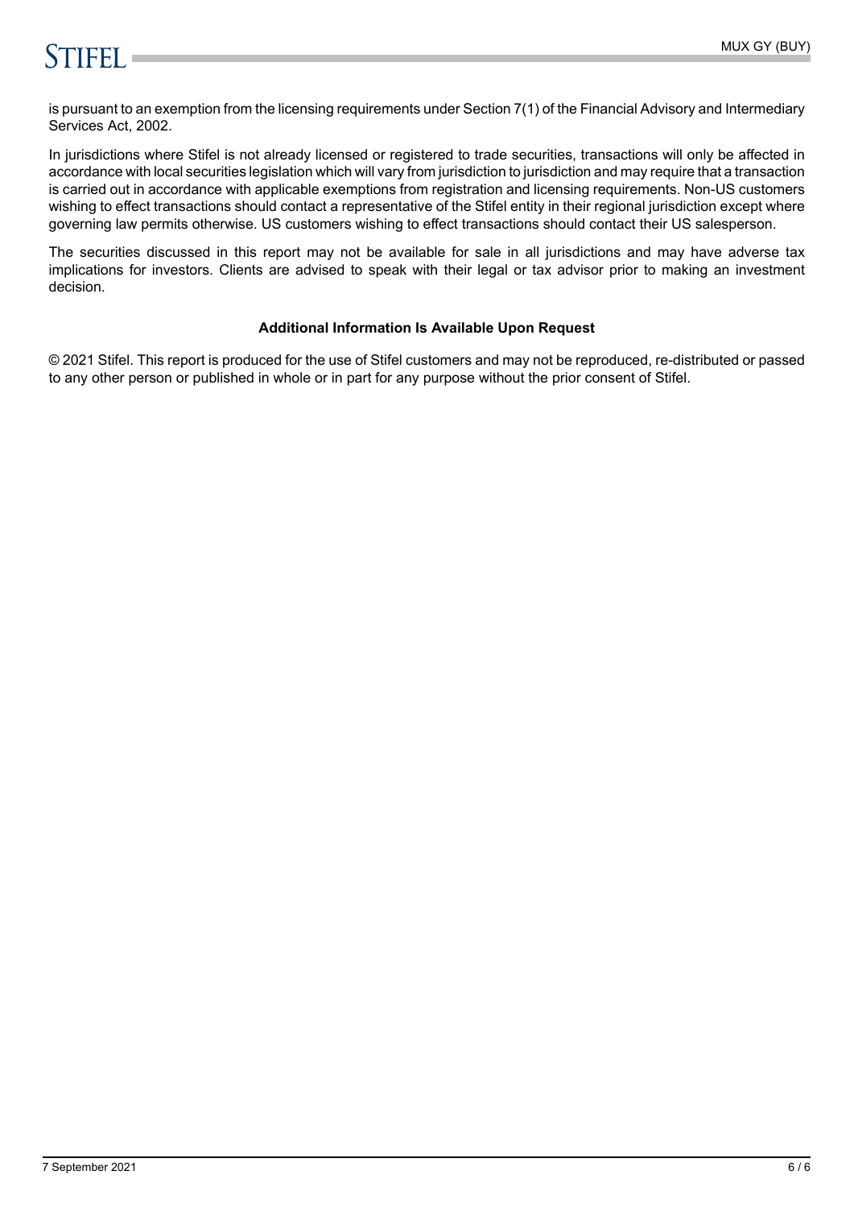is pursuant to an exemption from the licensing requirements under Section 7(1) of the Financial Advisory and Intermediary Services Act, 2002.

In jurisdictions where Stifel is not already licensed or registered to trade securities, transactions will only be affected in accordance with local securities legislation which will vary from jurisdiction to jurisdiction and may require that a transaction is carried out in accordance with applicable exemptions from registration and licensing requirements. Non-US customers wishing to effect transactions should contact a representative of the Stifel entity in their regional jurisdiction except where governing law permits otherwise. US customers wishing to effect transactions should contact their US salesperson.

The securities discussed in this report may not be available for sale in all jurisdictions and may have adverse tax implications for investors. Clients are advised to speak with their legal or tax advisor prior to making an investment decision.

**Additional Information Is Available Upon Request**

© 2021 Stifel. This report is produced for the use of Stifel customers and may not be reproduced, re-distributed or passed to any other person or published in whole or in part for any purpose without the prior consent of Stifel.